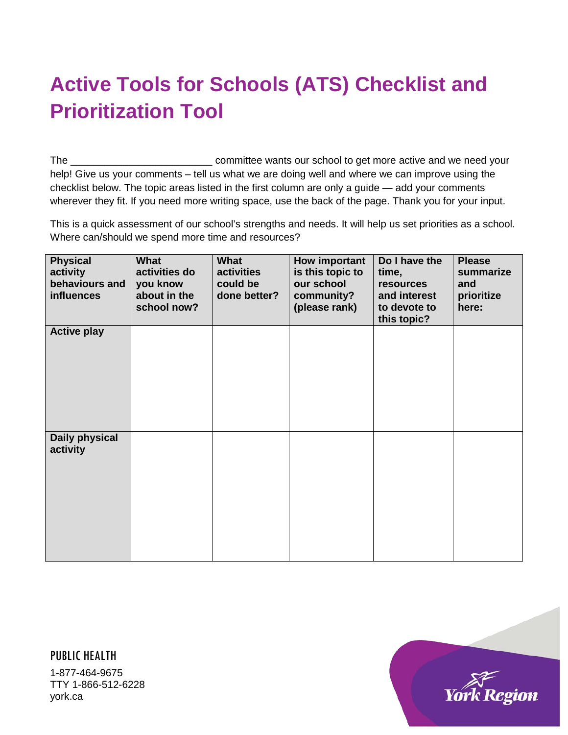# Active Tools for Schools (ATS) Checklist and Prioritization Tool

The _________________________ committee wants our school to get more active and we need your help! Give us your comments – tell us what we are doing well and where we can improve using the checklist below. The topic areas listed in the first column are only a guide — add your comments wherever they fit. If you need more writing space, use the back of the page. Thank you for your input.

This is a quick assessment of our school's strengths and needs. It will help us set priorities as a school. Where can/should we spend more time and resources?

| Physical activity behaviours and influences | What activities do you know about in the school now? | What activities could be done better? | How important is this topic to our school community? (please rank) | Do I have the time, resources and interest to devote to this topic? | Please summarize and prioritize here: |
|---|---|---|---|---|---|
| **Active play** | | | | | |
| **Daily physical activity** | | | | | |

PUBLIC HEALTH

1-877-464-9675
TTY 1-866-512-6228
york.ca

York Region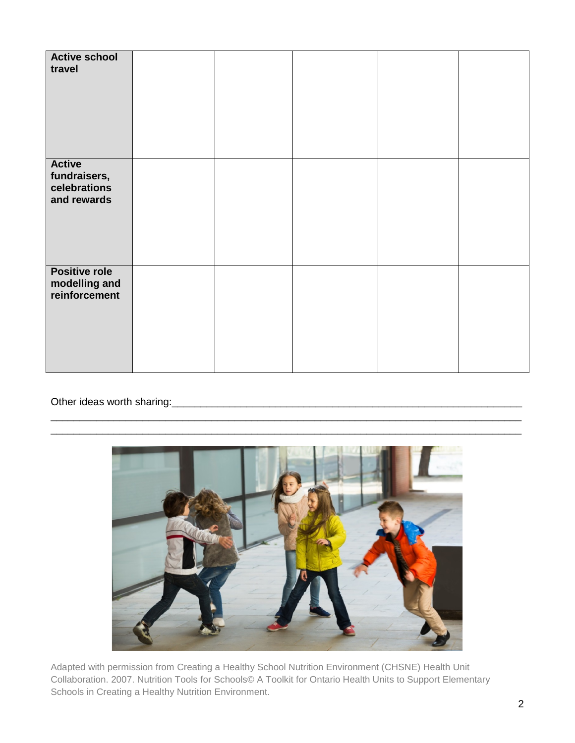| | | | | | |
|---|---|---|---|---|---|
| **Active school travel** | | | | | |
| **Active fundraisers, celebrations and rewards** | | | | | |
| **Positive role modelling and reinforcement** | | | | | |

Other ideas worth sharing:\_\_\_\_\_\_\_\_\_\_\_\_\_\_\_\_\_\_\_\_\_\_\_\_\_\_\_\_\_\_\_\_\_\_\_\_\_\_\_\_\_\_\_\_\_\_\_\_\_\_\_\_\_\_\_\_\_\_\_\_

\_\_\_\_\_\_\_\_\_\_\_\_\_\_\_\_\_\_\_\_\_\_\_\_\_\_\_\_\_\_\_\_\_\_\_\_\_\_\_\_\_\_\_\_\_\_\_\_\_\_\_\_\_\_\_\_\_\_\_\_\_\_\_\_\_\_\_\_\_\_\_\_\_\_\_\_\_\_

\_\_\_\_\_\_\_\_\_\_\_\_\_\_\_\_\_\_\_\_\_\_\_\_\_\_\_\_\_\_\_\_\_\_\_\_\_\_\_\_\_\_\_\_\_\_\_\_\_\_\_\_\_\_\_\_\_\_\_\_\_\_\_\_\_\_\_\_\_\_\_\_\_\_\_\_\_\_

Adapted with permission from Creating a Healthy School Nutrition Environment (CHSNE) Health Unit Collaboration. 2007. Nutrition Tools for Schools© A Toolkit for Ontario Health Units to Support Elementary Schools in Creating a Healthy Nutrition Environment.